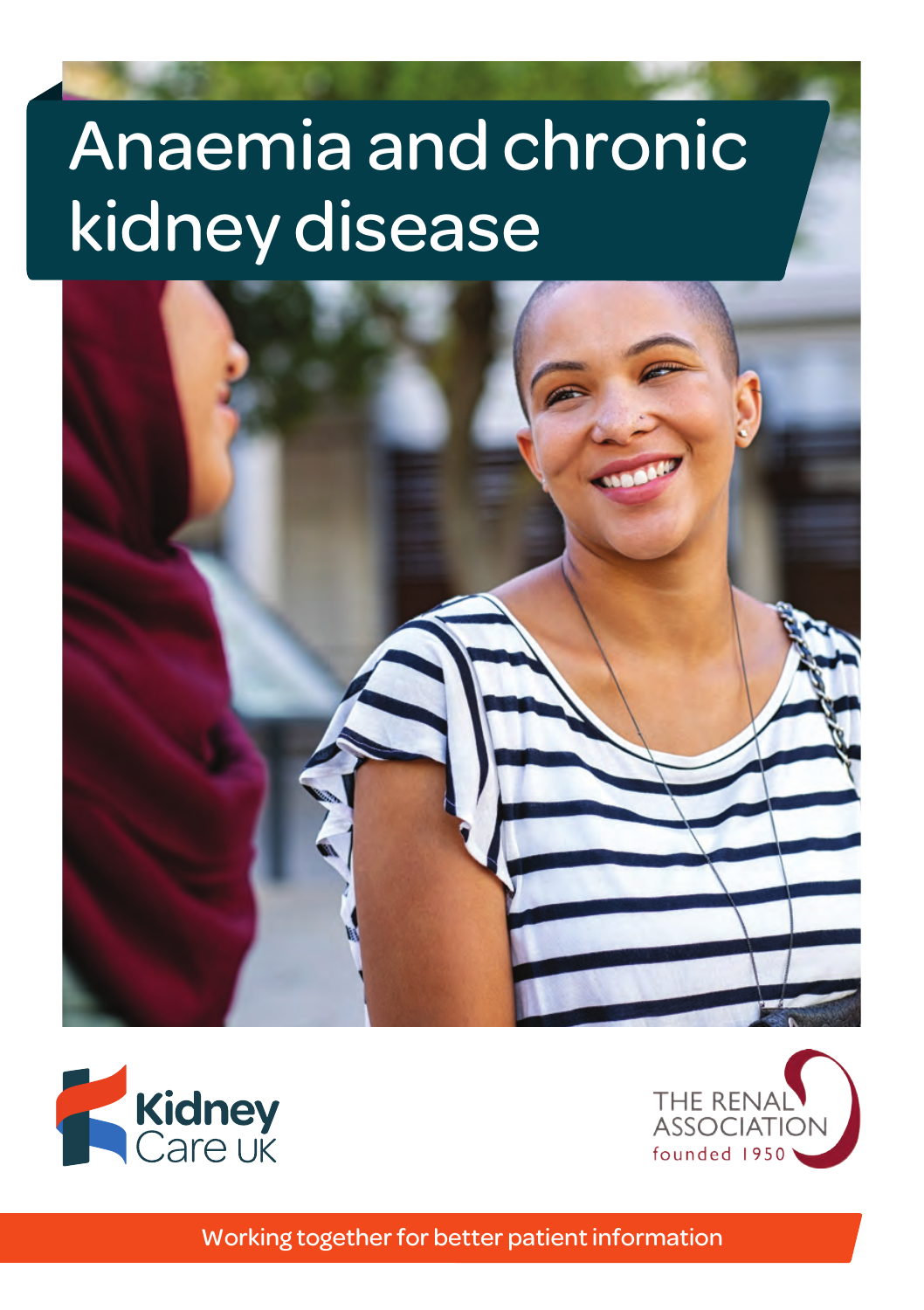# Anaemia and chronic kidney disease

Kidney Care UK

THE RENAL ASSOCIATION founded 1950

Working together for better patient information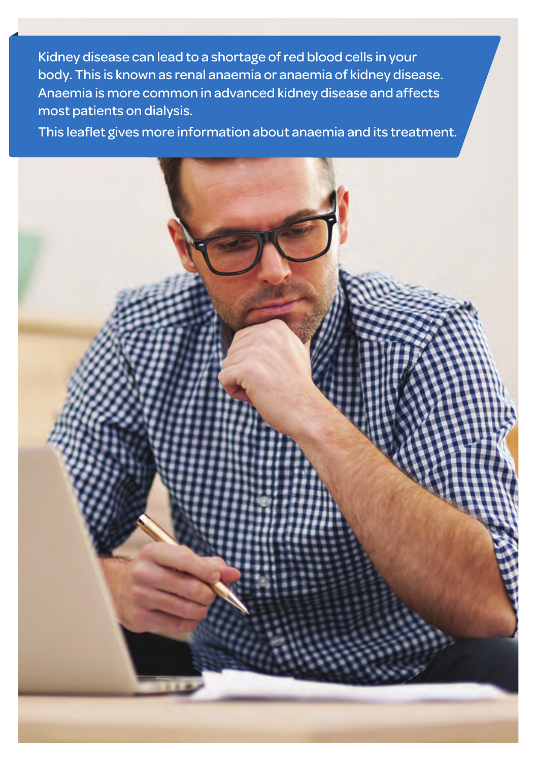Kidney disease can lead to a shortage of red blood cells in your body. This is known as renal anaemia or anaemia of kidney disease. Anaemia is more common in advanced kidney disease and affects most patients on dialysis.

This leaflet gives more information about anaemia and its treatment.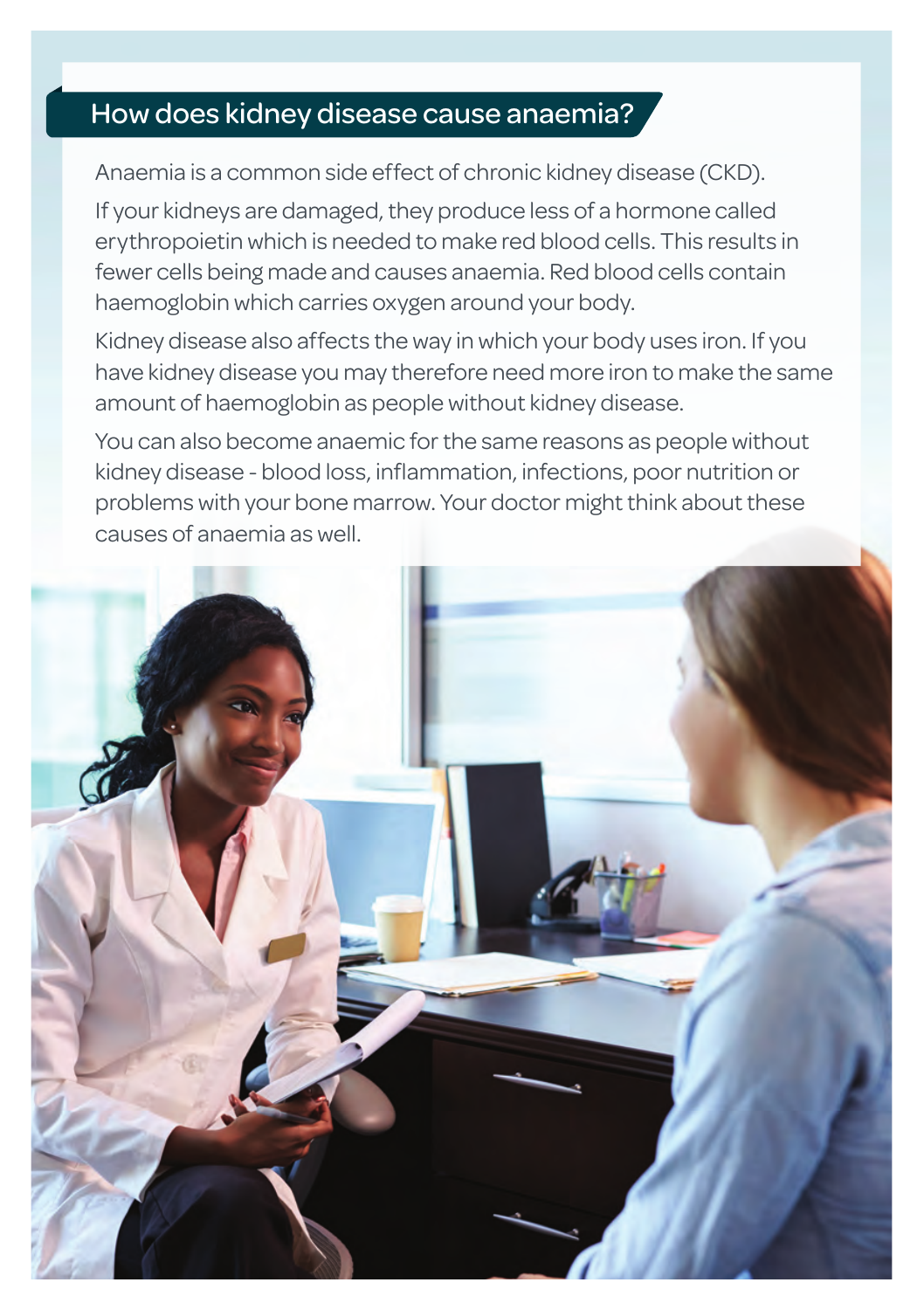## How does kidney disease cause anaemia?

Anaemia is a common side effect of chronic kidney disease (CKD).

If your kidneys are damaged, they produce less of a hormone called erythropoietin which is needed to make red blood cells. This results in fewer cells being made and causes anaemia. Red blood cells contain haemoglobin which carries oxygen around your body.

Kidney disease also affects the way in which your body uses iron. If you have kidney disease you may therefore need more iron to make the same amount of haemoglobin as people without kidney disease.

You can also become anaemic for the same reasons as people without kidney disease - blood loss, inflammation, infections, poor nutrition or problems with your bone marrow. Your doctor might think about these causes of anaemia as well.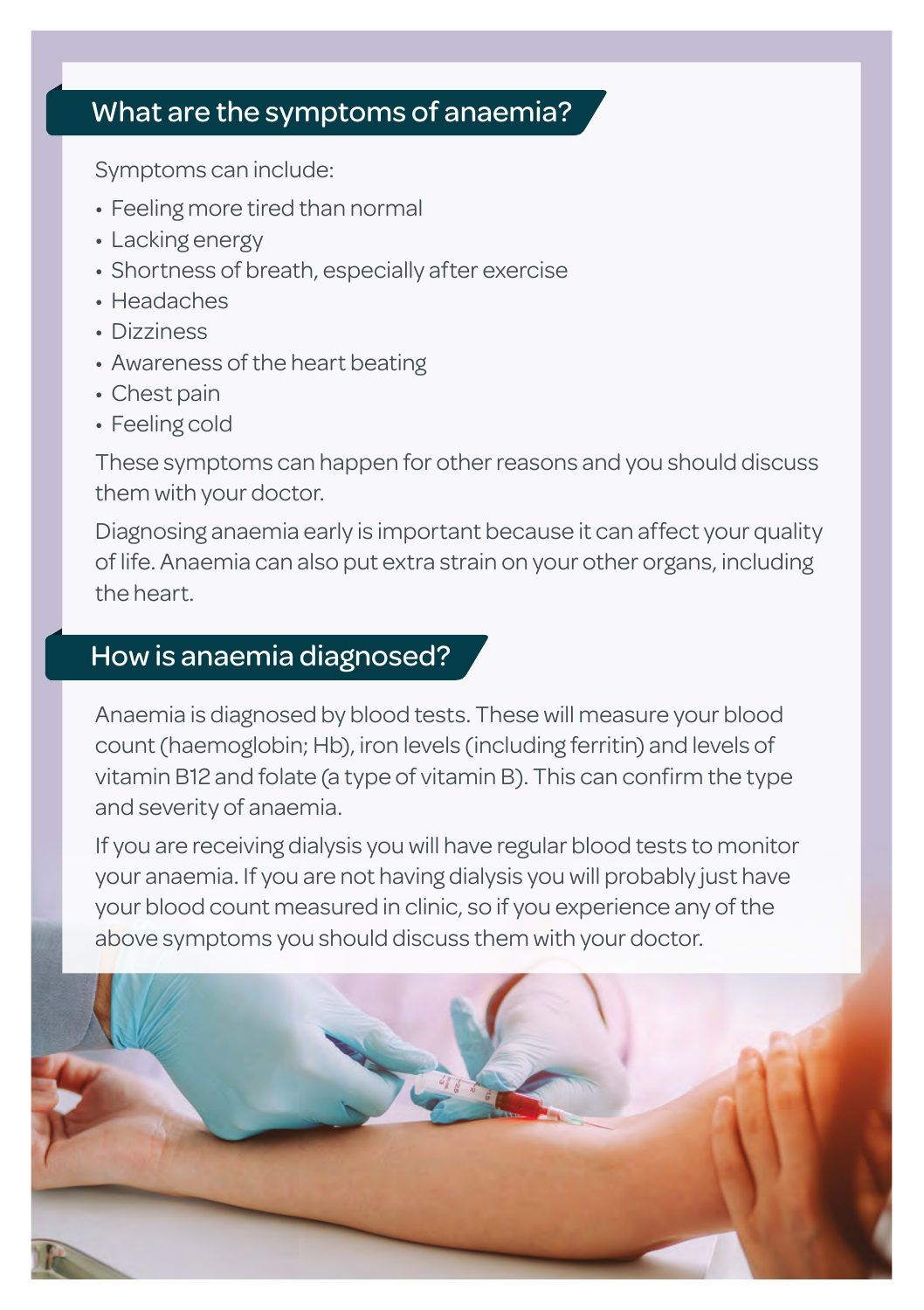## What are the symptoms of anaemia?

Symptoms can include:

- Feeling more tired than normal
- Lacking energy
- Shortness of breath, especially after exercise
- Headaches
- Dizziness
- Awareness of the heart beating
- Chest pain
- Feeling cold

These symptoms can happen for other reasons and you should discuss them with your doctor.

Diagnosing anaemia early is important because it can affect your quality of life. Anaemia can also put extra strain on your other organs, including the heart.

## How is anaemia diagnosed?

Anaemia is diagnosed by blood tests. These will measure your blood count (haemoglobin; Hb), iron levels (including ferritin) and levels of vitamin B12 and folate (a type of vitamin B). This can confirm the type and severity of anaemia.

If you are receiving dialysis you will have regular blood tests to monitor your anaemia. If you are not having dialysis you will probably just have your blood count measured in clinic, so if you experience any of the above symptoms you should discuss them with your doctor.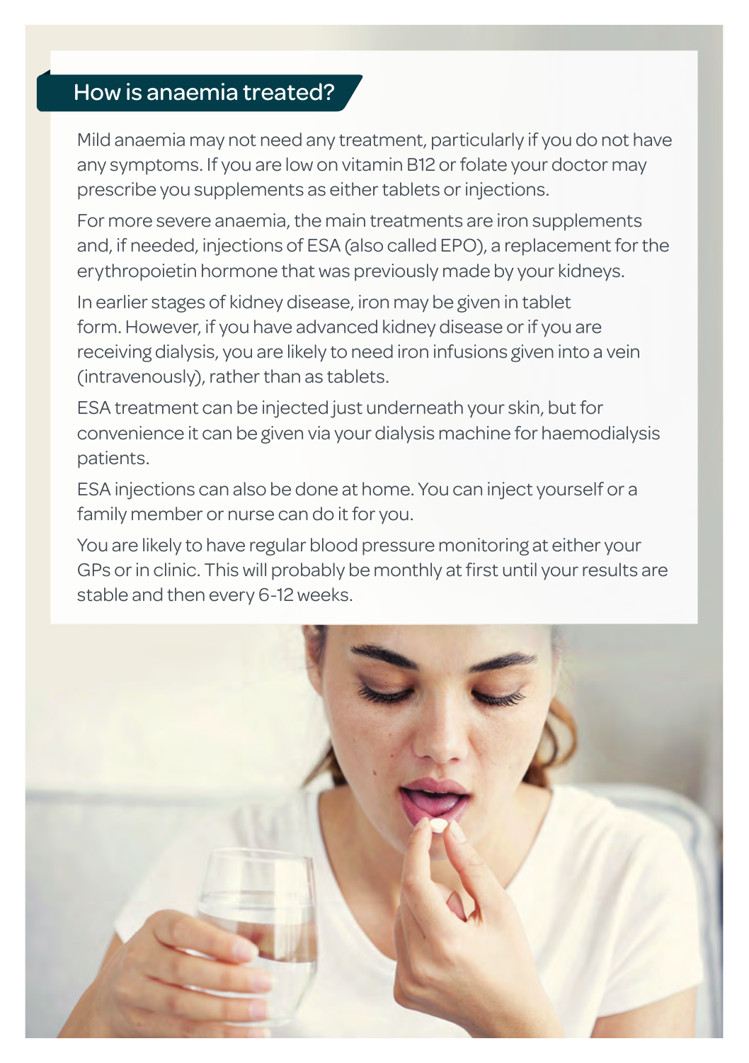## How is anaemia treated?

Mild anaemia may not need any treatment, particularly if you do not have any symptoms. If you are low on vitamin B12 or folate your doctor may prescribe you supplements as either tablets or injections.

For more severe anaemia, the main treatments are iron supplements and, if needed, injections of ESA (also called EPO), a replacement for the erythropoietin hormone that was previously made by your kidneys.

In earlier stages of kidney disease, iron may be given in tablet form. However, if you have advanced kidney disease or if you are receiving dialysis, you are likely to need iron infusions given into a vein (intravenously), rather than as tablets.

ESA treatment can be injected just underneath your skin, but for convenience it can be given via your dialysis machine for haemodialysis patients.

ESA injections can also be done at home. You can inject yourself or a family member or nurse can do it for you.

You are likely to have regular blood pressure monitoring at either your GPs or in clinic. This will probably be monthly at first until your results are stable and then every 6-12 weeks.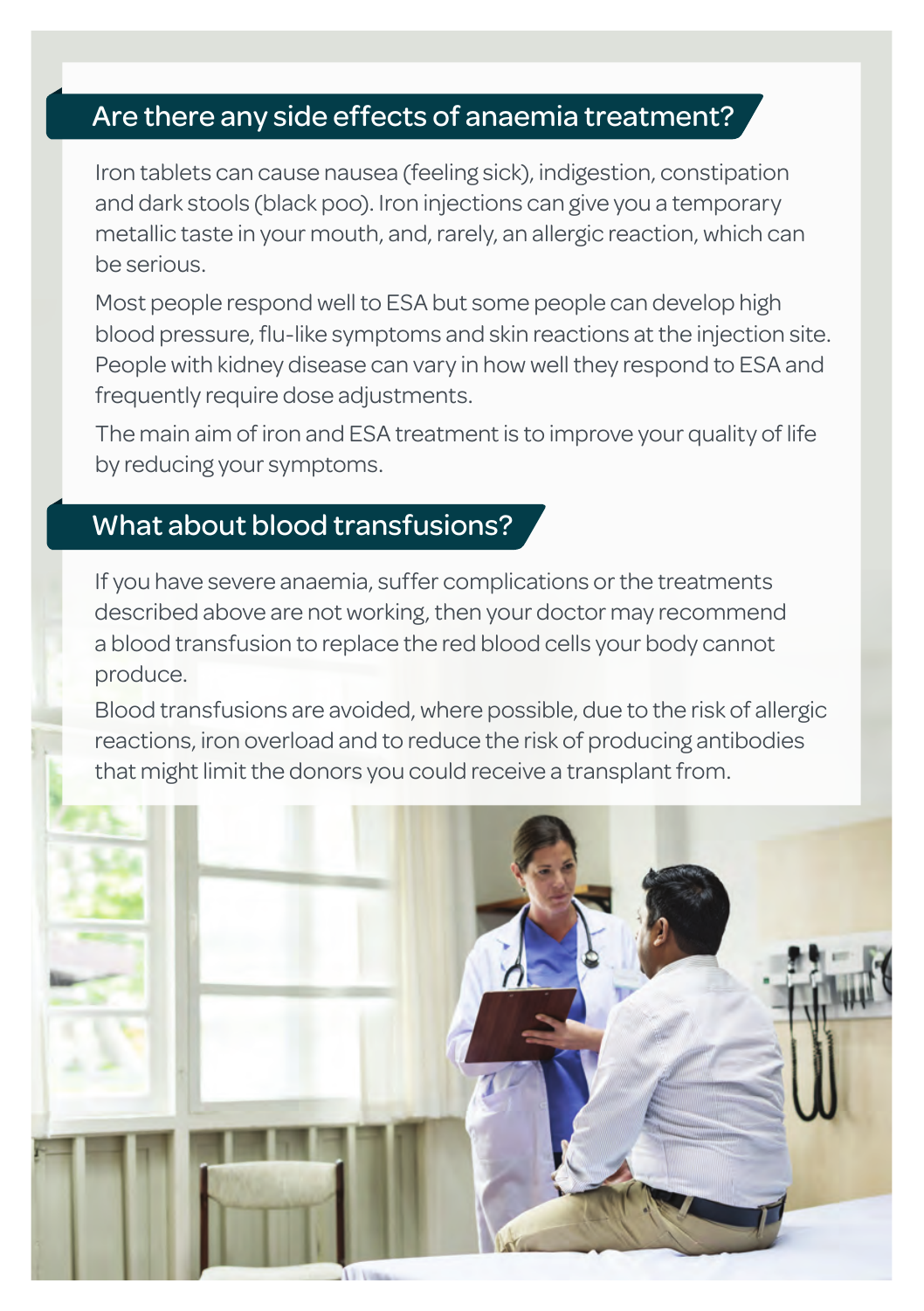## Are there any side effects of anaemia treatment?

Iron tablets can cause nausea (feeling sick), indigestion, constipation and dark stools (black poo). Iron injections can give you a temporary metallic taste in your mouth, and, rarely, an allergic reaction, which can be serious.

Most people respond well to ESA but some people can develop high blood pressure, flu-like symptoms and skin reactions at the injection site. People with kidney disease can vary in how well they respond to ESA and frequently require dose adjustments.

The main aim of iron and ESA treatment is to improve your quality of life by reducing your symptoms.

## What about blood transfusions?

If you have severe anaemia, suffer complications or the treatments described above are not working, then your doctor may recommend a blood transfusion to replace the red blood cells your body cannot produce.

Blood transfusions are avoided, where possible, due to the risk of allergic reactions, iron overload and to reduce the risk of producing antibodies that might limit the donors you could receive a transplant from.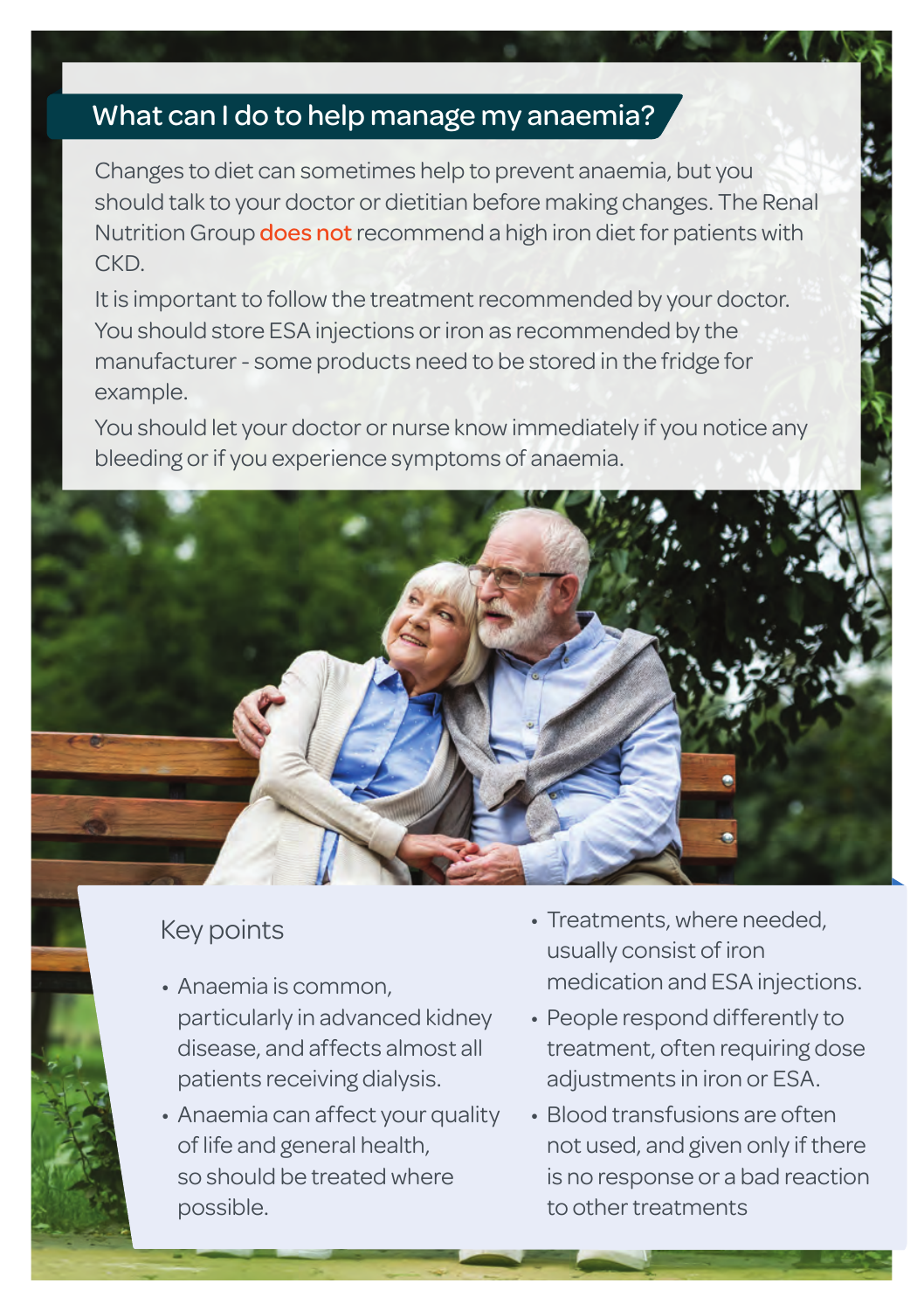## What can I do to help manage my anaemia?

Changes to diet can sometimes help to prevent anaemia, but you should talk to your doctor or dietitian before making changes. The Renal Nutrition Group **does not** recommend a high iron diet for patients with CKD.

It is important to follow the treatment recommended by your doctor. You should store ESA injections or iron as recommended by the manufacturer - some products need to be stored in the fridge for example.

You should let your doctor or nurse know immediately if you notice any bleeding or if you experience symptoms of anaemia.

### Key points

- Anaemia is common, particularly in advanced kidney disease, and affects almost all patients receiving dialysis.
- Anaemia can affect your quality of life and general health, so should be treated where possible.
- Treatments, where needed, usually consist of iron medication and ESA injections.
- People respond differently to treatment, often requiring dose adjustments in iron or ESA.
- Blood transfusions are often not used, and given only if there is no response or a bad reaction to other treatments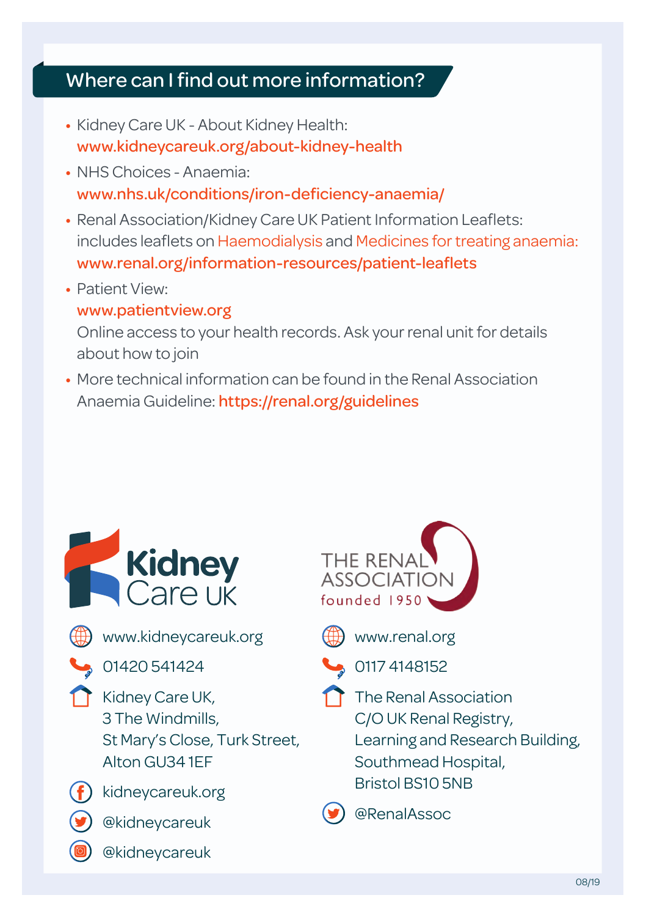## Where can I find out more information?

- Kidney Care UK - About Kidney Health: www.kidneycareuk.org/about-kidney-health
- NHS Choices - Anaemia: www.nhs.uk/conditions/iron-deficiency-anaemia/
- Renal Association/Kidney Care UK Patient Information Leaflets: includes leaflets on Haemodialysis and Medicines for treating anaemia: www.renal.org/information-resources/patient-leaflets
- Patient View: www.patientview.org
  Online access to your health records. Ask your renal unit for details about how to join
- More technical information can be found in the Renal Association Anaemia Guideline: https://renal.org/guidelines

**Kidney Care UK**

www.kidneycareuk.org

01420 541424

Kidney Care UK,
3 The Windmills,
St Mary's Close, Turk Street,
Alton GU34 1EF

kidneycareuk.org

@kidneycareuk

@kidneycareuk

**THE RENAL ASSOCIATION** founded 1950

www.renal.org

0117 4148152

The Renal Association
C/O UK Renal Registry,
Learning and Research Building,
Southmead Hospital,
Bristol BS10 5NB

@RenalAssoc

08/19